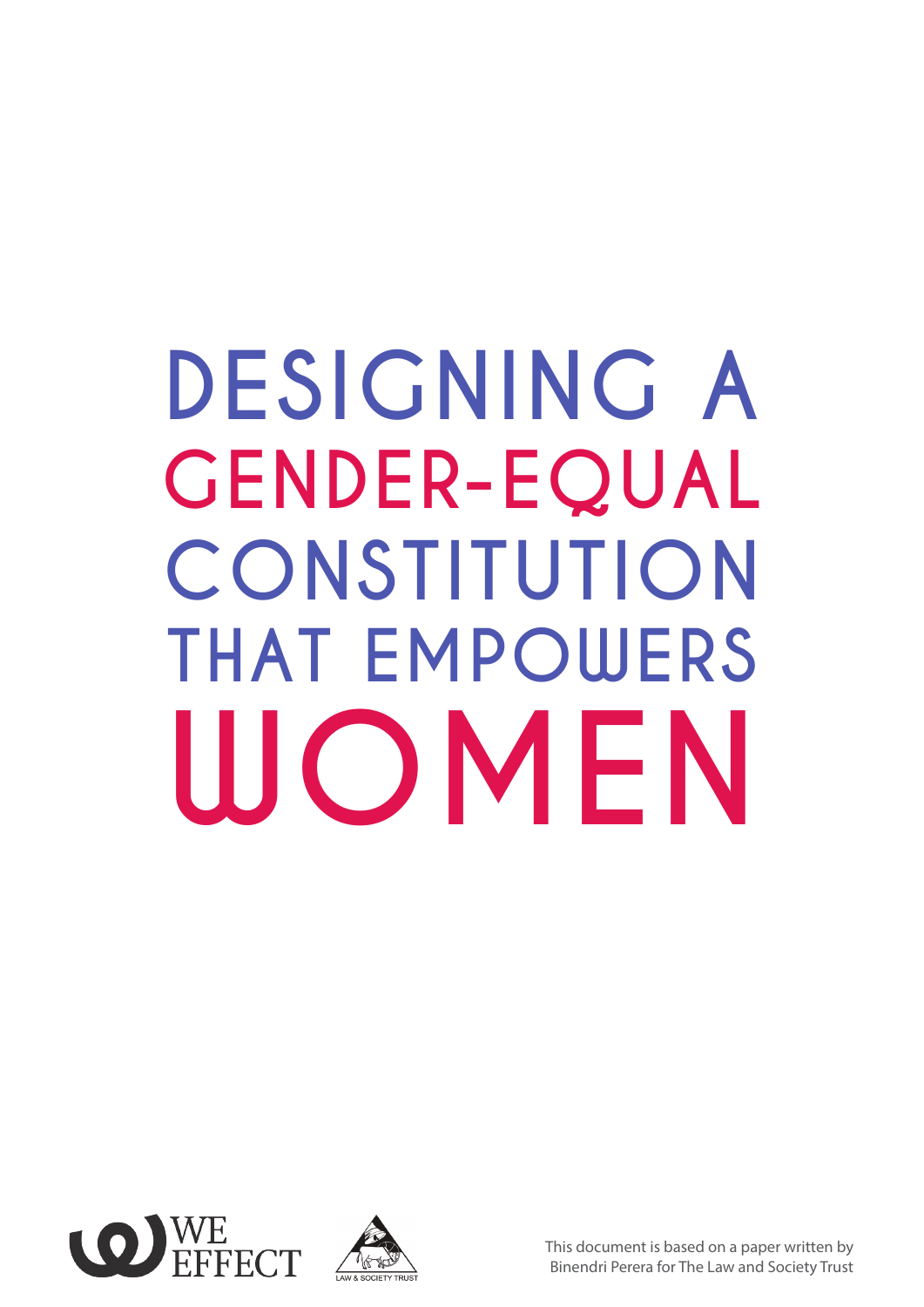# DESIGNING A GENDER-EQUAL CONSTITUTION THAT EMPOWERS WOMEN

WE EFFECT

LAW & SOCIETY TRUST

This document is based on a paper written by Binendri Perera for The Law and Society Trust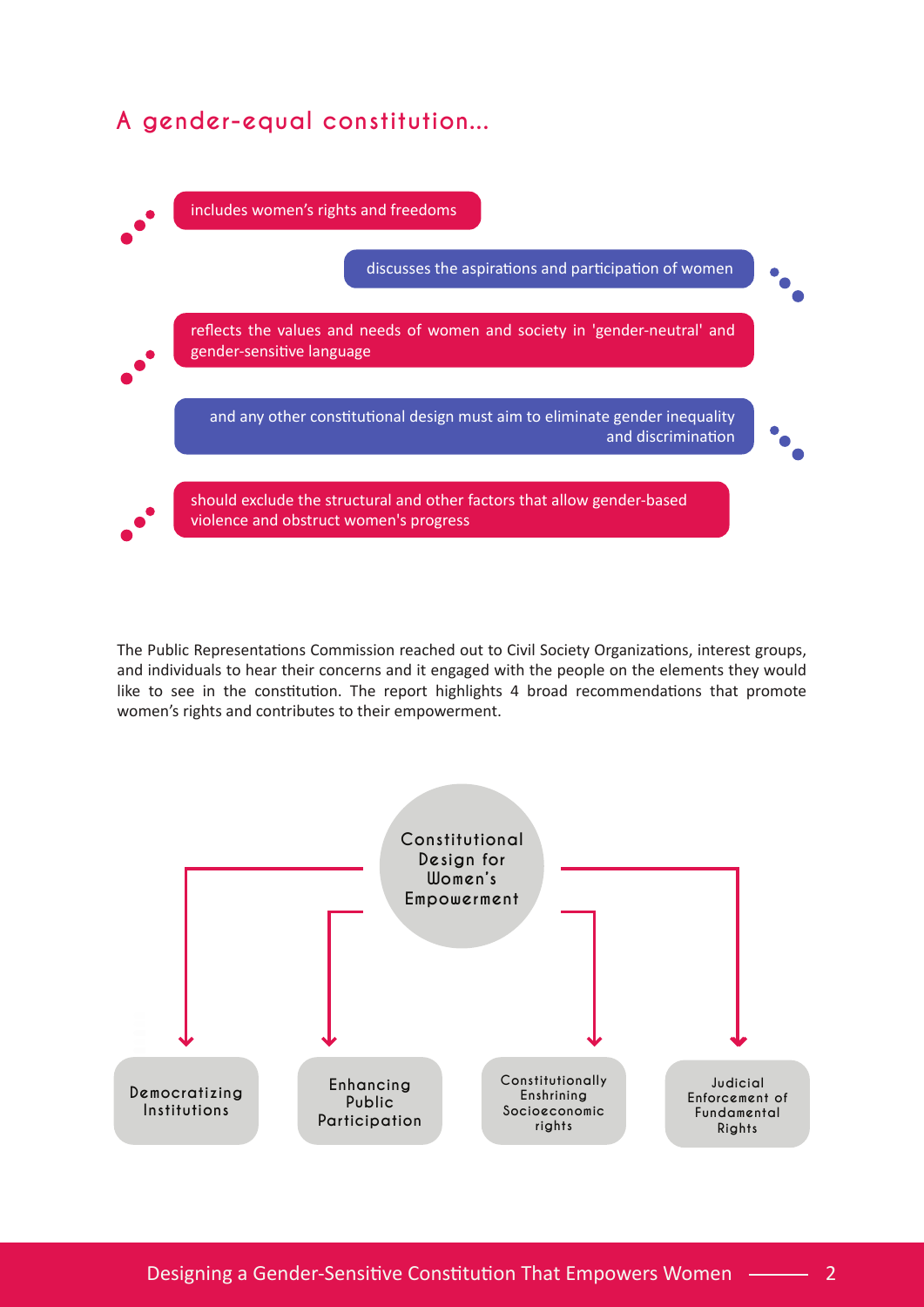## A gender-equal constitution...

- includes women's rights and freedoms
- discusses the aspirations and participation of women
- reflects the values and needs of women and society in 'gender-neutral' and gender-sensitive language
- and any other constitutional design must aim to eliminate gender inequality and discrimination
- should exclude the structural and other factors that allow gender-based violence and obstruct women's progress

The Public Representations Commission reached out to Civil Society Organizations, interest groups, and individuals to hear their concerns and it engaged with the people on the elements they would like to see in the constitution. The report highlights 4 broad recommendations that promote women's rights and contributes to their empowerment.

**Constitutional Design for Women's Empowerment**

- Democratizing Institutions
- Enhancing Public Participation
- Constitutionally Enshrining Socioeconomic rights
- Judicial Enforcement of Fundamental Rights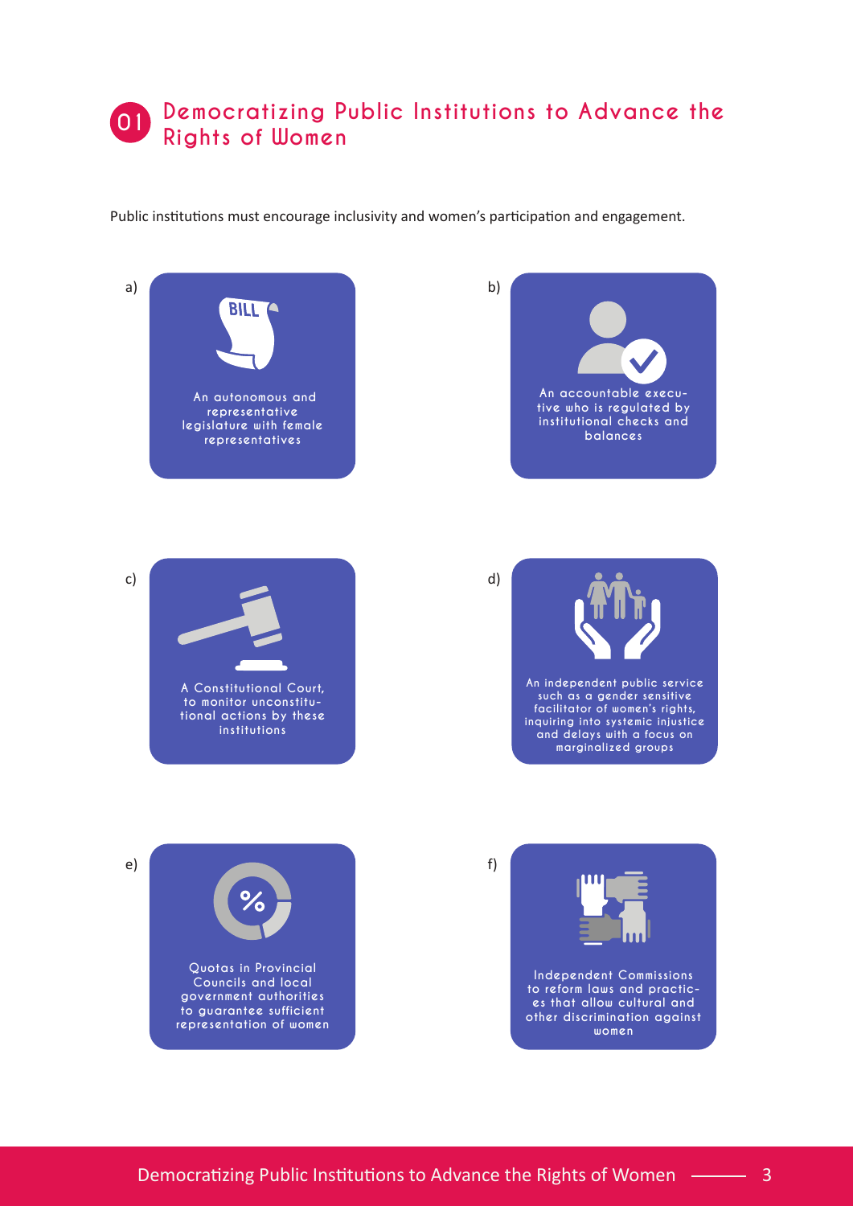# 01 Democratizing Public Institutions to Advance the Rights of Women

Public institutions must encourage inclusivity and women's participation and engagement.

a) An autonomous and representative legislature with female representatives

b) An accountable executive who is regulated by institutional checks and balances

c) A Constitutional Court, to monitor unconstitutional actions by these institutions

d) An independent public service such as a gender sensitive facilitator of women's rights, inquiring into systemic injustice and delays with a focus on marginalized groups

e) Quotas in Provincial Councils and local government authorities to guarantee sufficient representation of women

f) Independent Commissions to reform laws and practices that allow cultural and other discrimination against women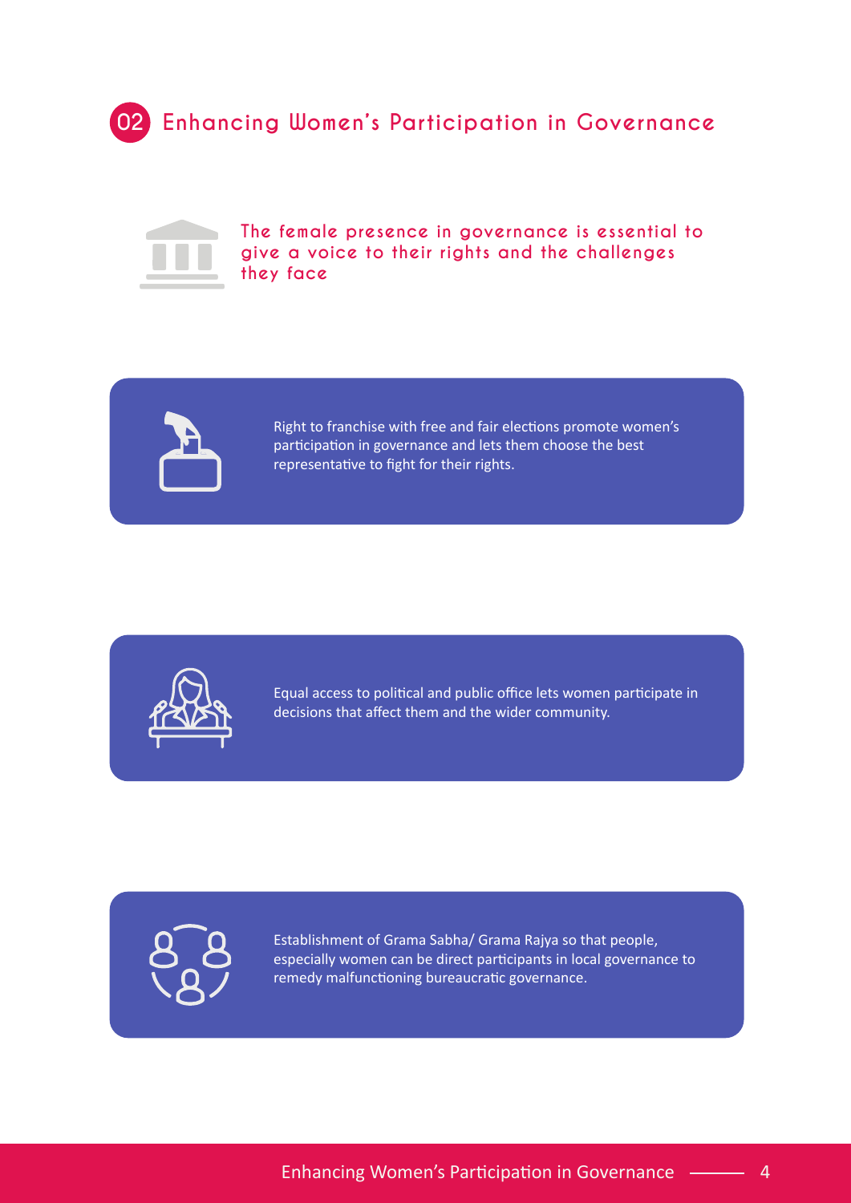## 02 Enhancing Women's Participation in Governance

**The female presence in governance is essential to give a voice to their rights and the challenges they face**

Right to franchise with free and fair elections promote women's participation in governance and lets them choose the best representative to fight for their rights.

Equal access to political and public office lets women participate in decisions that affect them and the wider community.

Establishment of Grama Sabha/ Grama Rajya so that people, especially women can be direct participants in local governance to remedy malfunctioning bureaucratic governance.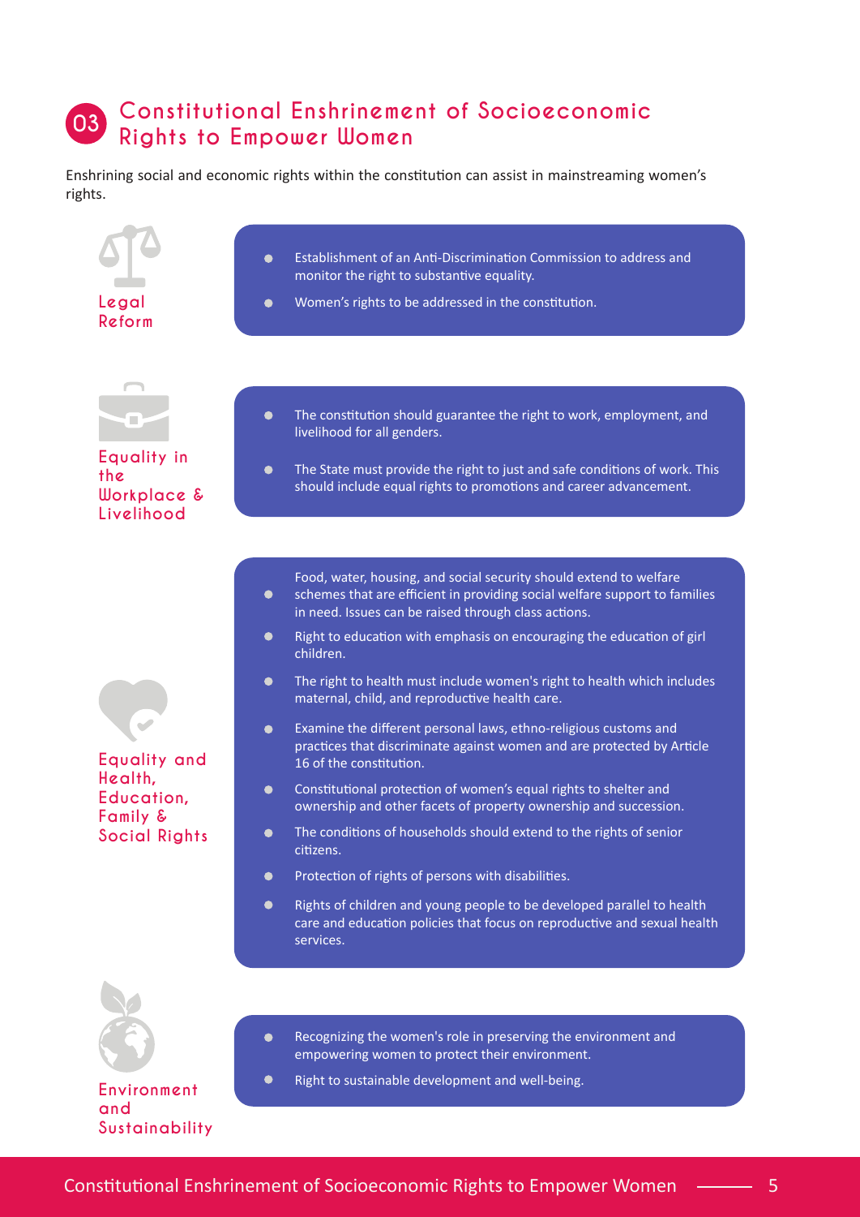## 03 Constitutional Enshrinement of Socioeconomic Rights to Empower Women

Enshrining social and economic rights within the constitution can assist in mainstreaming women's rights.

### Legal Reform

- Establishment of an Anti-Discrimination Commission to address and monitor the right to substantive equality.
- Women's rights to be addressed in the constitution.

### Equality in the Workplace & Livelihood

- The constitution should guarantee the right to work, employment, and livelihood for all genders.
- The State must provide the right to just and safe conditions of work. This should include equal rights to promotions and career advancement.

### Equality and Health, Education, Family & Social Rights

- Food, water, housing, and social security should extend to welfare schemes that are efficient in providing social welfare support to families in need. Issues can be raised through class actions.
- Right to education with emphasis on encouraging the education of girl children.
- The right to health must include women's right to health which includes maternal, child, and reproductive health care.
- Examine the different personal laws, ethno-religious customs and practices that discriminate against women and are protected by Article 16 of the constitution.
- Constitutional protection of women's equal rights to shelter and ownership and other facets of property ownership and succession.
- The conditions of households should extend to the rights of senior citizens.
- Protection of rights of persons with disabilities.
- Rights of children and young people to be developed parallel to health care and education policies that focus on reproductive and sexual health services.

### Environment and Sustainability

- Recognizing the women's role in preserving the environment and empowering women to protect their environment.
- Right to sustainable development and well-being.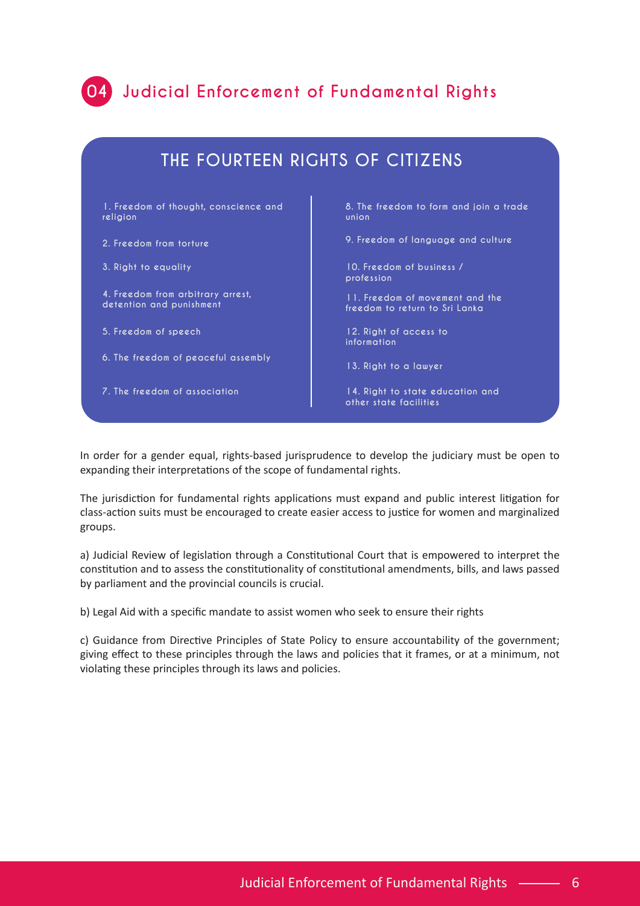## 04 Judicial Enforcement of Fundamental Rights

### THE FOURTEEN RIGHTS OF CITIZENS

1. Freedom of thought, conscience and religion
2. Freedom from torture
3. Right to equality
4. Freedom from arbitrary arrest, detention and punishment
5. Freedom of speech
6. The freedom of peaceful assembly
7. The freedom of association
8. The freedom to form and join a trade union
9. Freedom of language and culture
10. Freedom of business / profession
11. Freedom of movement and the freedom to return to Sri Lanka
12. Right of access to information
13. Right to a lawyer
14. Right to state education and other state facilities

In order for a gender equal, rights-based jurisprudence to develop the judiciary must be open to expanding their interpretations of the scope of fundamental rights.

The jurisdiction for fundamental rights applications must expand and public interest litigation for class-action suits must be encouraged to create easier access to justice for women and marginalized groups.

a) Judicial Review of legislation through a Constitutional Court that is empowered to interpret the constitution and to assess the constitutionality of constitutional amendments, bills, and laws passed by parliament and the provincial councils is crucial.

b) Legal Aid with a specific mandate to assist women who seek to ensure their rights

c) Guidance from Directive Principles of State Policy to ensure accountability of the government; giving effect to these principles through the laws and policies that it frames, or at a minimum, not violating these principles through its laws and policies.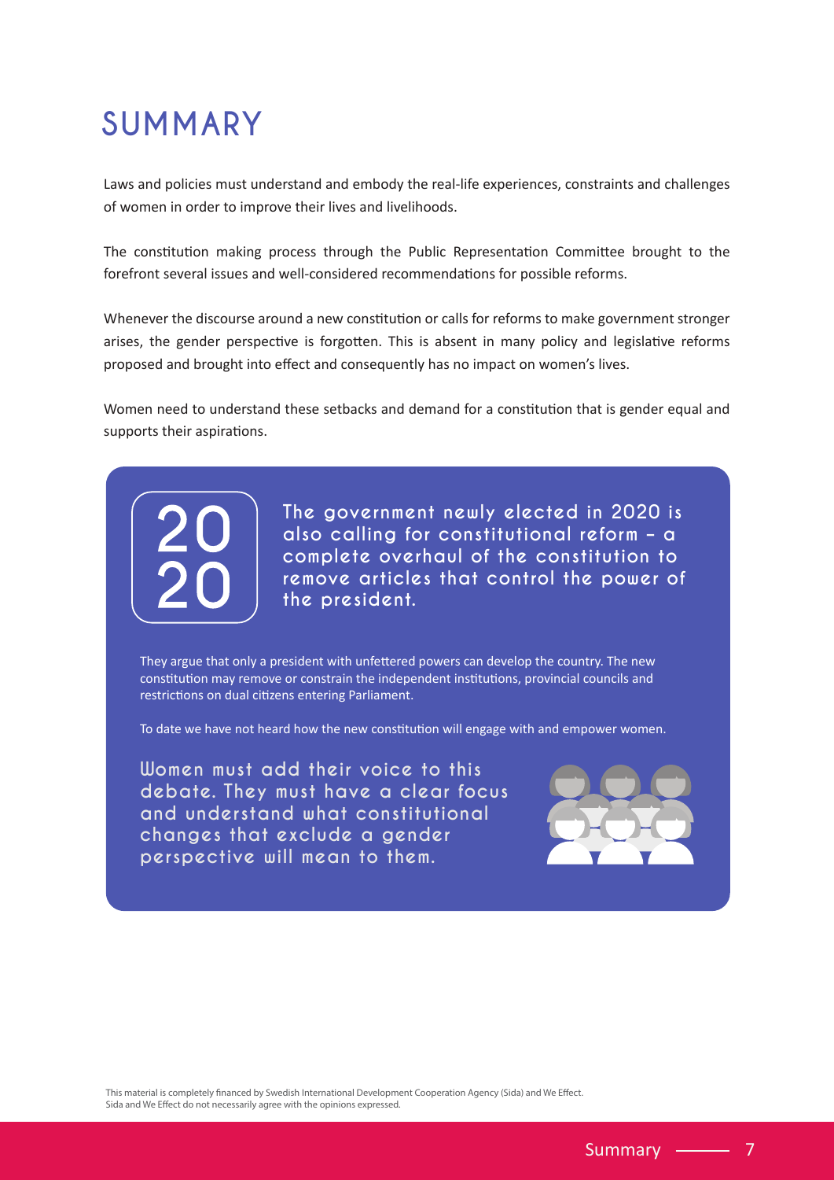# SUMMARY

Laws and policies must understand and embody the real-life experiences, constraints and challenges of women in order to improve their lives and livelihoods.

The constitution making process through the Public Representation Committee brought to the forefront several issues and well-considered recommendations for possible reforms.

Whenever the discourse around a new constitution or calls for reforms to make government stronger arises, the gender perspective is forgotten. This is absent in many policy and legislative reforms proposed and brought into effect and consequently has no impact on women's lives.

Women need to understand these setbacks and demand for a constitution that is gender equal and supports their aspirations.

2020

**The government newly elected in 2020 is also calling for constitutional reform – a complete overhaul of the constitution to remove articles that control the power of the president.**

They argue that only a president with unfettered powers can develop the country. The new constitution may remove or constrain the independent institutions, provincial councils and restrictions on dual citizens entering Parliament.

To date we have not heard how the new constitution will engage with and empower women.

**Women must add their voice to this debate. They must have a clear focus and understand what constitutional changes that exclude a gender perspective will mean to them.**

This material is completely financed by Swedish International Development Cooperation Agency (Sida) and We Effect. Sida and We Effect do not necessarily agree with the opinions expressed.